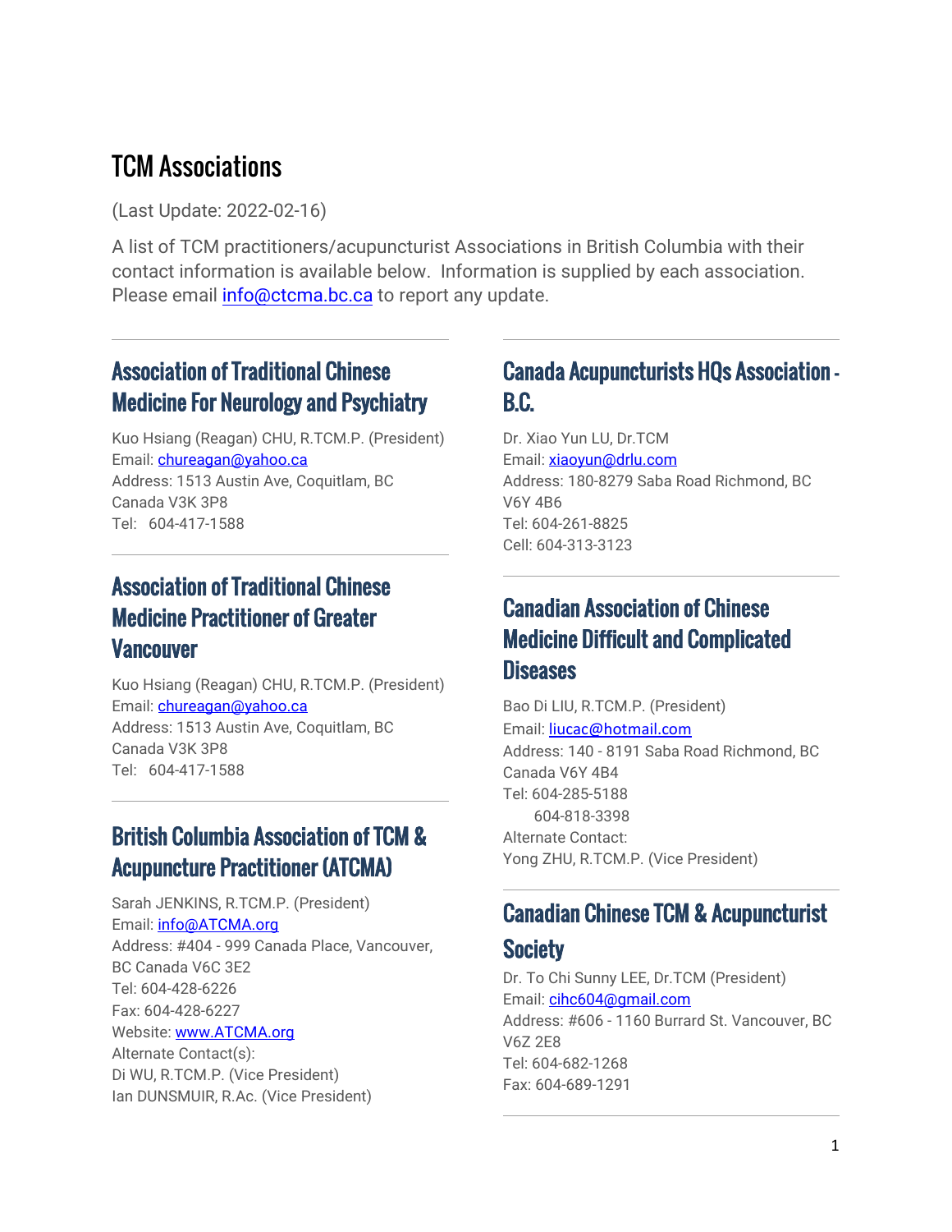# TCM Associations

(Last Update: 2022-02-16)

A list of TCM practitioners/acupuncturist Associations in British Columbia with their contact information is available below. Information is supplied by each association. Please email info@ctcma.bc.ca to report any update.

---

## Association of Traditional Chinese Medicine For Neurology and Psychiatry

Kuo Hsiang (Reagan) CHU, R.TCM.P. (President)
Email: chureagan@yahoo.ca
Address: 1513 Austin Ave, Coquitlam, BC Canada V3K 3P8
Tel: 604-417-1588

---

## Association of Traditional Chinese Medicine Practitioner of Greater Vancouver

Kuo Hsiang (Reagan) CHU, R.TCM.P. (President)
Email: chureagan@yahoo.ca
Address: 1513 Austin Ave, Coquitlam, BC Canada V3K 3P8
Tel: 604-417-1588

---

## British Columbia Association of TCM & Acupuncture Practitioner (ATCMA)

Sarah JENKINS, R.TCM.P. (President)
Email: info@ATCMA.org
Address: #404 - 999 Canada Place, Vancouver, BC Canada V6C 3E2
Tel: 604-428-6226
Fax: 604-428-6227
Website: www.ATCMA.org
Alternate Contact(s):
Di WU, R.TCM.P. (Vice President)
Ian DUNSMUIR, R.Ac. (Vice President)

---

## Canada Acupuncturists HQs Association - B.C.

Dr. Xiao Yun LU, Dr.TCM
Email: xiaoyun@drlu.com
Address: 180-8279 Saba Road Richmond, BC V6Y 4B6
Tel: 604-261-8825
Cell: 604-313-3123

---

## Canadian Association of Chinese Medicine Difficult and Complicated Diseases

Bao Di LIU, R.TCM.P. (President)
Email: liucac@hotmail.com
Address: 140 - 8191 Saba Road Richmond, BC Canada V6Y 4B4
Tel: 604-285-5188
604-818-3398
Alternate Contact:
Yong ZHU, R.TCM.P. (Vice President)

---

## Canadian Chinese TCM & Acupuncturist Society

Dr. To Chi Sunny LEE, Dr.TCM (President)
Email: cihc604@gmail.com
Address: #606 - 1160 Burrard St. Vancouver, BC V6Z 2E8
Tel: 604-682-1268
Fax: 604-689-1291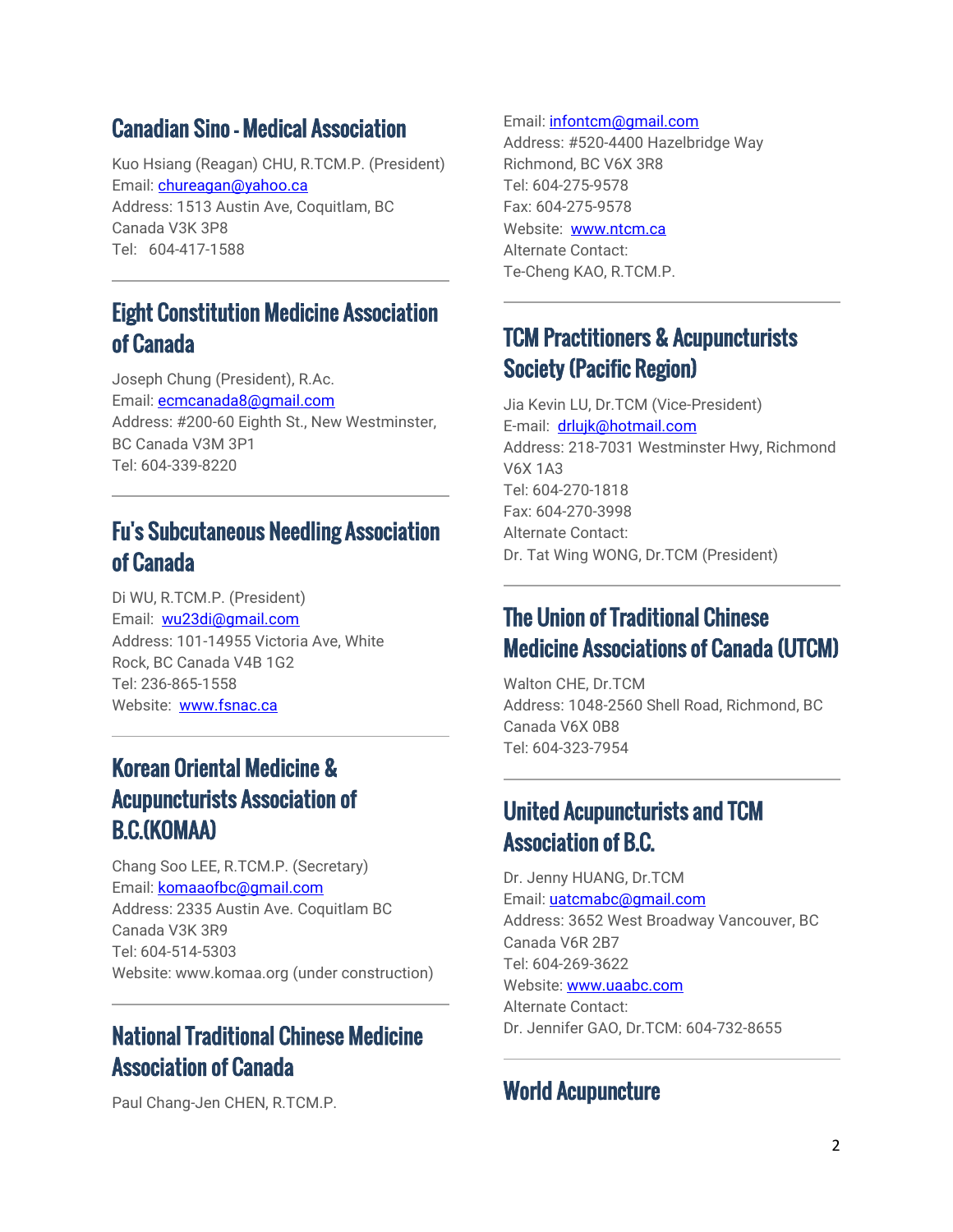## Canadian Sino - Medical Association

Kuo Hsiang (Reagan) CHU, R.TCM.P. (President)
Email: chureagan@yahoo.ca
Address: 1513 Austin Ave, Coquitlam, BC Canada V3K 3P8
Tel: 604-417-1588

---

## Eight Constitution Medicine Association of Canada

Joseph Chung (President), R.Ac.
Email: ecmcanada8@gmail.com
Address: #200-60 Eighth St., New Westminster, BC Canada V3M 3P1
Tel: 604-339-8220

---

## Fu's Subcutaneous Needling Association of Canada

Di WU, R.TCM.P. (President)
Email: wu23di@gmail.com
Address: 101-14955 Victoria Ave, White Rock, BC Canada V4B 1G2
Tel: 236-865-1558
Website: www.fsnac.ca

---

## Korean Oriental Medicine & Acupuncturists Association of B.C.(KOMAA)

Chang Soo LEE, R.TCM.P. (Secretary)
Email: komaaofbc@gmail.com
Address: 2335 Austin Ave. Coquitlam BC Canada V3K 3R9
Tel: 604-514-5303
Website: www.komaa.org (under construction)

---

## National Traditional Chinese Medicine Association of Canada

Paul Chang-Jen CHEN, R.TCM.P.
Email: infontcm@gmail.com
Address: #520-4400 Hazelbridge Way Richmond, BC V6X 3R8
Tel: 604-275-9578
Fax: 604-275-9578
Website: www.ntcm.ca
Alternate Contact:
Te-Cheng KAO, R.TCM.P.

---

## TCM Practitioners & Acupuncturists Society (Pacific Region)

Jia Kevin LU, Dr.TCM (Vice-President)
E-mail: drlujk@hotmail.com
Address: 218-7031 Westminster Hwy, Richmond V6X 1A3
Tel: 604-270-1818
Fax: 604-270-3998
Alternate Contact:
Dr. Tat Wing WONG, Dr.TCM (President)

---

## The Union of Traditional Chinese Medicine Associations of Canada (UTCM)

Walton CHE, Dr.TCM
Address: 1048-2560 Shell Road, Richmond, BC Canada V6X 0B8
Tel: 604-323-7954

---

## United Acupuncturists and TCM Association of B.C.

Dr. Jenny HUANG, Dr.TCM
Email: uatcmabc@gmail.com
Address: 3652 West Broadway Vancouver, BC Canada V6R 2B7
Tel: 604-269-3622
Website: www.uaabc.com
Alternate Contact:
Dr. Jennifer GAO, Dr.TCM: 604-732-8655

---

## World Acupuncture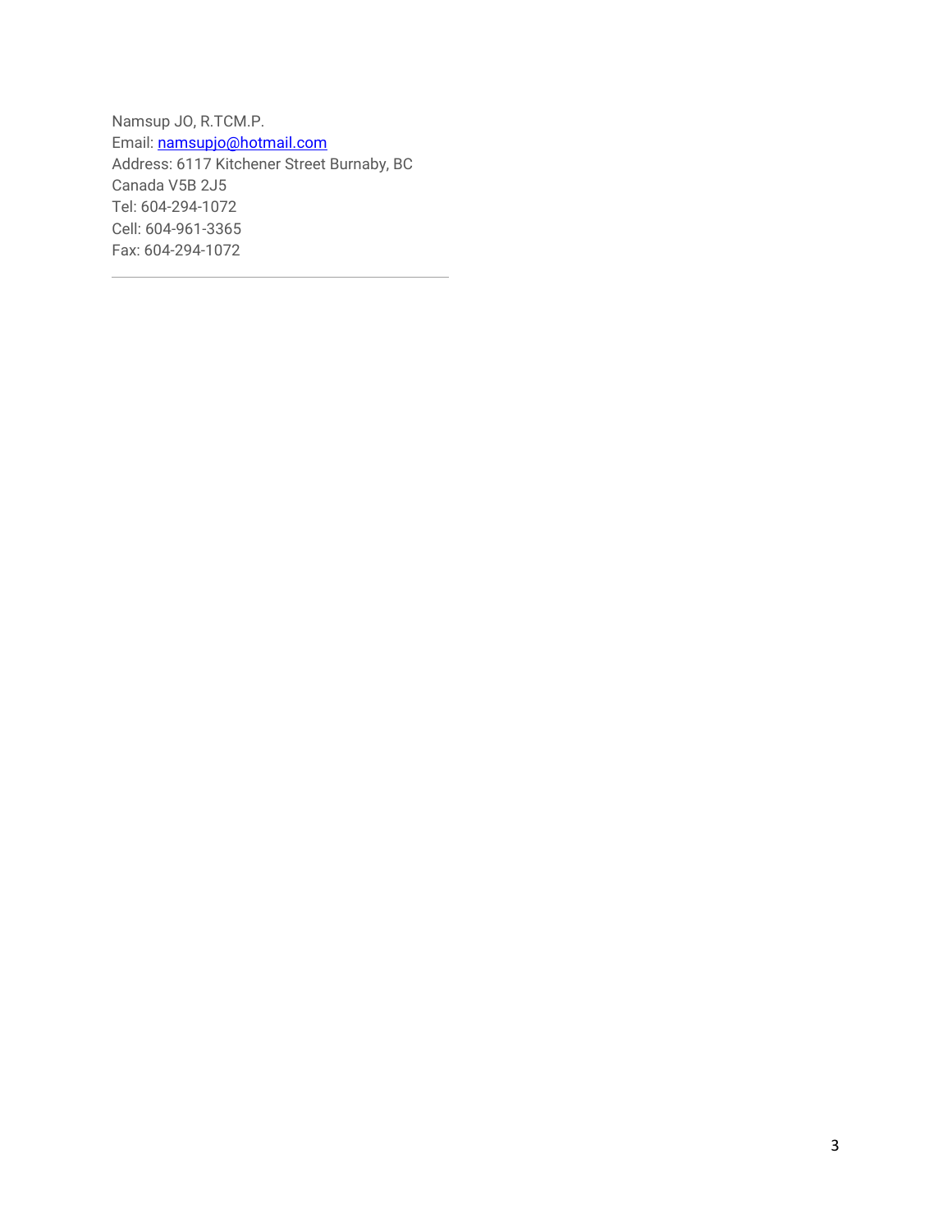Namsup JO, R.TCM.P.  
Email: namsupjo@hotmail.com  
Address: 6117 Kitchener Street Burnaby, BC  
Canada V5B 2J5  
Tel: 604-294-1072  
Cell: 604-961-3365  
Fax: 604-294-1072

---